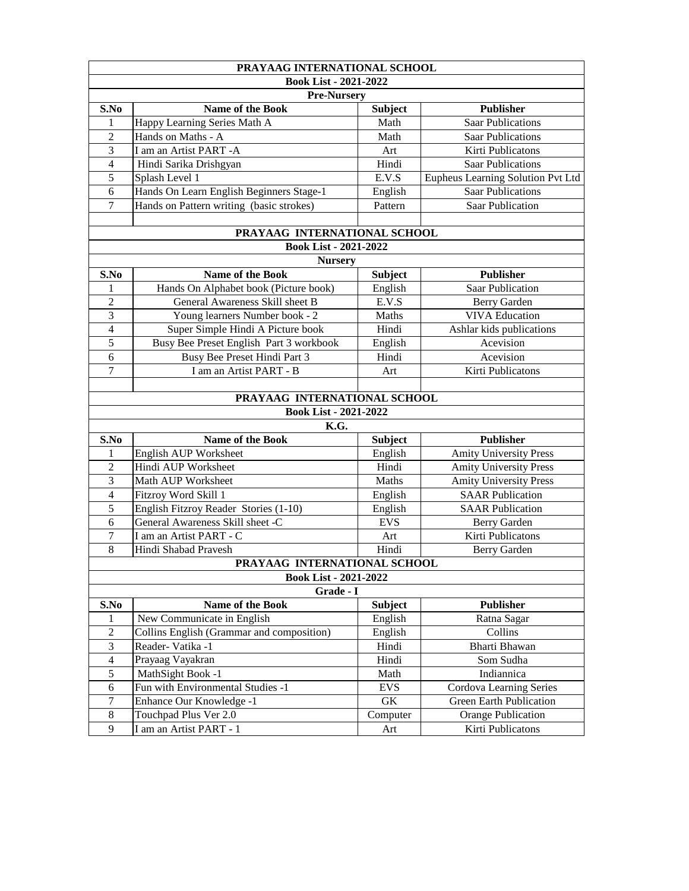## PRAYAAG INTERNATIONAL SCHOOL

### Book List - 2021-2022

### Pre-Nursery

| S.No | Name of the Book | Subject | Publisher |
|---|---|---|---|
| 1 | Happy Learning Series Math A | Math | Saar Publications |
| 2 | Hands on Maths - A | Math | Saar Publications |
| 3 | I am an Artist PART -A | Art | Kirti Publicatons |
| 4 | Hindi Sarika Drishgyan | Hindi | Saar Publications |
| 5 | Splash Level 1 | E.V.S | Eupheus Learning Solution Pvt Ltd |
| 6 | Hands On Learn English Beginners Stage-1 | English | Saar Publications |
| 7 | Hands on Pattern writing (basic strokes) | Pattern | Saar Publication |

## PRAYAAG INTERNATIONAL SCHOOL

### Book List - 2021-2022

### Nursery

| S.No | Name of the Book | Subject | Publisher |
|---|---|---|---|
| 1 | Hands On Alphabet book (Picture book) | English | Saar Publication |
| 2 | General Awareness Skill sheet B | E.V.S | Berry Garden |
| 3 | Young learners Number book - 2 | Maths | VIVA Education |
| 4 | Super Simple Hindi A Picture book | Hindi | Ashlar kids publications |
| 5 | Busy Bee Preset English Part 3 workbook | English | Acevision |
| 6 | Busy Bee Preset Hindi Part 3 | Hindi | Acevision |
| 7 | I am an Artist PART - B | Art | Kirti Publicatons |

## PRAYAAG INTERNATIONAL SCHOOL

### Book List - 2021-2022

### K.G.

| S.No | Name of the Book | Subject | Publisher |
|---|---|---|---|
| 1 | English AUP Worksheet | English | Amity University Press |
| 2 | Hindi AUP Worksheet | Hindi | Amity University Press |
| 3 | Math AUP Worksheet | Maths | Amity University Press |
| 4 | Fitzroy Word Skill 1 | English | SAAR Publication |
| 5 | English Fitzroy Reader Stories (1-10) | English | SAAR Publication |
| 6 | General Awareness Skill sheet -C | EVS | Berry Garden |
| 7 | I am an Artist PART - C | Art | Kirti Publicatons |
| 8 | Hindi Shabad Pravesh | Hindi | Berry Garden |

## PRAYAAG INTERNATIONAL SCHOOL

### Book List - 2021-2022

### Grade - I

| S.No | Name of the Book | Subject | Publisher |
|---|---|---|---|
| 1 | New Communicate in English | English | Ratna Sagar |
| 2 | Collins English (Grammar and composition) | English | Collins |
| 3 | Reader- Vatika -1 | Hindi | Bharti Bhawan |
| 4 | Prayaag Vayakran | Hindi | Som Sudha |
| 5 | MathSight Book -1 | Math | Indiannica |
| 6 | Fun with Environmental Studies -1 | EVS | Cordova Learning Series |
| 7 | Enhance Our Knowledge -1 | GK | Green Earth Publication |
| 8 | Touchpad Plus Ver 2.0 | Computer | Orange Publication |
| 9 | I am an Artist PART - 1 | Art | Kirti Publicatons |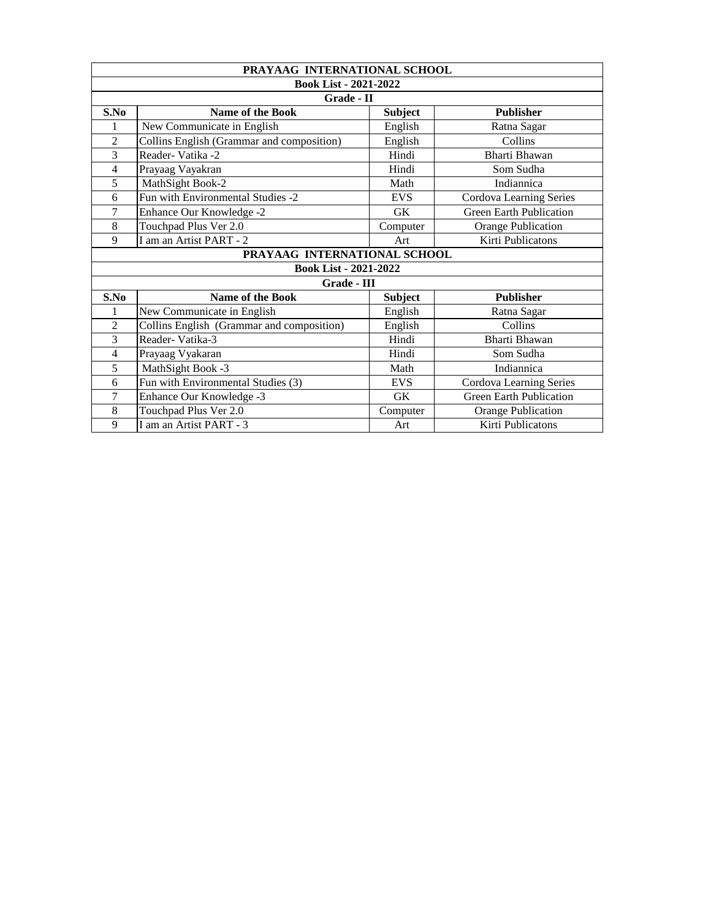## PRAYAAG INTERNATIONAL SCHOOL

### Book List - 2021-2022

### Grade - II

| S.No | Name of the Book | Subject | Publisher |
|---|---|---|---|
| 1 | New Communicate in English | English | Ratna Sagar |
| 2 | Collins English (Grammar and composition) | English | Collins |
| 3 | Reader- Vatika -2 | Hindi | Bharti Bhawan |
| 4 | Prayaag Vayakran | Hindi | Som Sudha |
| 5 | MathSight Book-2 | Math | Indiannica |
| 6 | Fun with Environmental Studies -2 | EVS | Cordova Learning Series |
| 7 | Enhance Our Knowledge -2 | GK | Green Earth Publication |
| 8 | Touchpad Plus Ver 2.0 | Computer | Orange Publication |
| 9 | I am an Artist PART - 2 | Art | Kirti Publicatons |

## PRAYAAG INTERNATIONAL SCHOOL

### Book List - 2021-2022

### Grade - III

| S.No | Name of the Book | Subject | Publisher |
|---|---|---|---|
| 1 | New Communicate in English | English | Ratna Sagar |
| 2 | Collins English (Grammar and composition) | English | Collins |
| 3 | Reader- Vatika-3 | Hindi | Bharti Bhawan |
| 4 | Prayaag Vyakaran | Hindi | Som Sudha |
| 5 | MathSight Book -3 | Math | Indiannica |
| 6 | Fun with Environmental Studies (3) | EVS | Cordova Learning Series |
| 7 | Enhance Our Knowledge -3 | GK | Green Earth Publication |
| 8 | Touchpad Plus Ver 2.0 | Computer | Orange Publication |
| 9 | I am an Artist PART - 3 | Art | Kirti Publicatons |